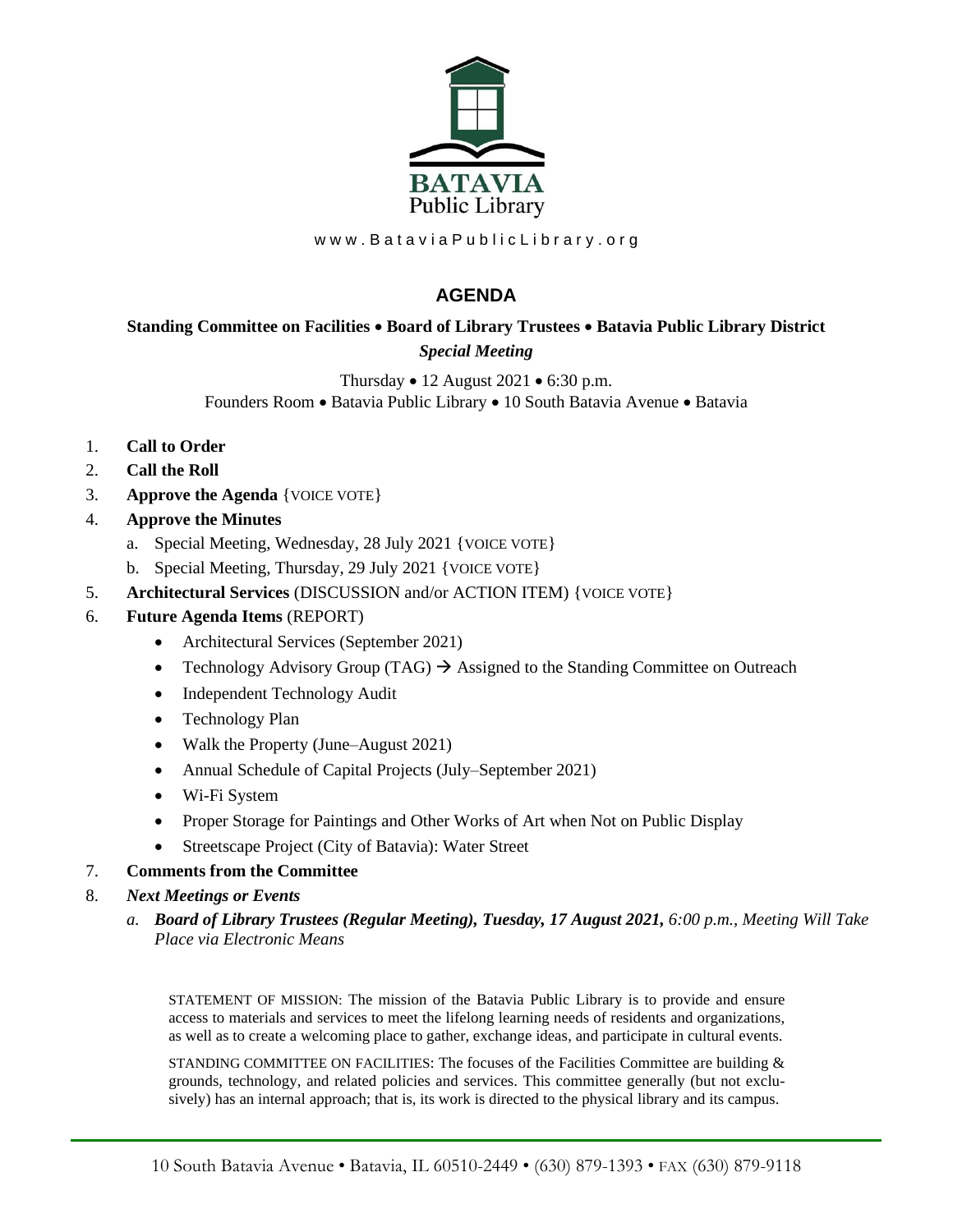BATAVIA
Public Library

www.BataviaPublicLibrary.org

# AGENDA

**Standing Committee on Facilities • Board of Library Trustees • Batavia Public Library District**
***Special Meeting***

Thursday • 12 August 2021 • 6:30 p.m.
Founders Room • Batavia Public Library • 10 South Batavia Avenue • Batavia

1. **Call to Order**
2. **Call the Roll**
3. **Approve the Agenda** {VOICE VOTE}
4. **Approve the Minutes**
   a. Special Meeting, Wednesday, 28 July 2021 {VOICE VOTE}
   b. Special Meeting, Thursday, 29 July 2021 {VOICE VOTE}
5. **Architectural Services** (DISCUSSION and/or ACTION ITEM) {VOICE VOTE}
6. **Future Agenda Items** (REPORT)
   - Architectural Services (September 2021)
   - Technology Advisory Group (TAG) → Assigned to the Standing Committee on Outreach
   - Independent Technology Audit
   - Technology Plan
   - Walk the Property (June–August 2021)
   - Annual Schedule of Capital Projects (July–September 2021)
   - Wi-Fi System
   - Proper Storage for Paintings and Other Works of Art when Not on Public Display
   - Streetscape Project (City of Batavia): Water Street
7. **Comments from the Committee**
8. ***Next Meetings or Events***
   a. ***Board of Library Trustees (Regular Meeting), Tuesday, 17 August 2021,*** *6:00 p.m., Meeting Will Take Place via Electronic Means*

STATEMENT OF MISSION: The mission of the Batavia Public Library is to provide and ensure access to materials and services to meet the lifelong learning needs of residents and organizations, as well as to create a welcoming place to gather, exchange ideas, and participate in cultural events.

STANDING COMMITTEE ON FACILITIES: The focuses of the Facilities Committee are building & grounds, technology, and related policies and services. This committee generally (but not exclusively) has an internal approach; that is, its work is directed to the physical library and its campus.

10 South Batavia Avenue • Batavia, IL 60510-2449 • (630) 879-1393 • FAX (630) 879-9118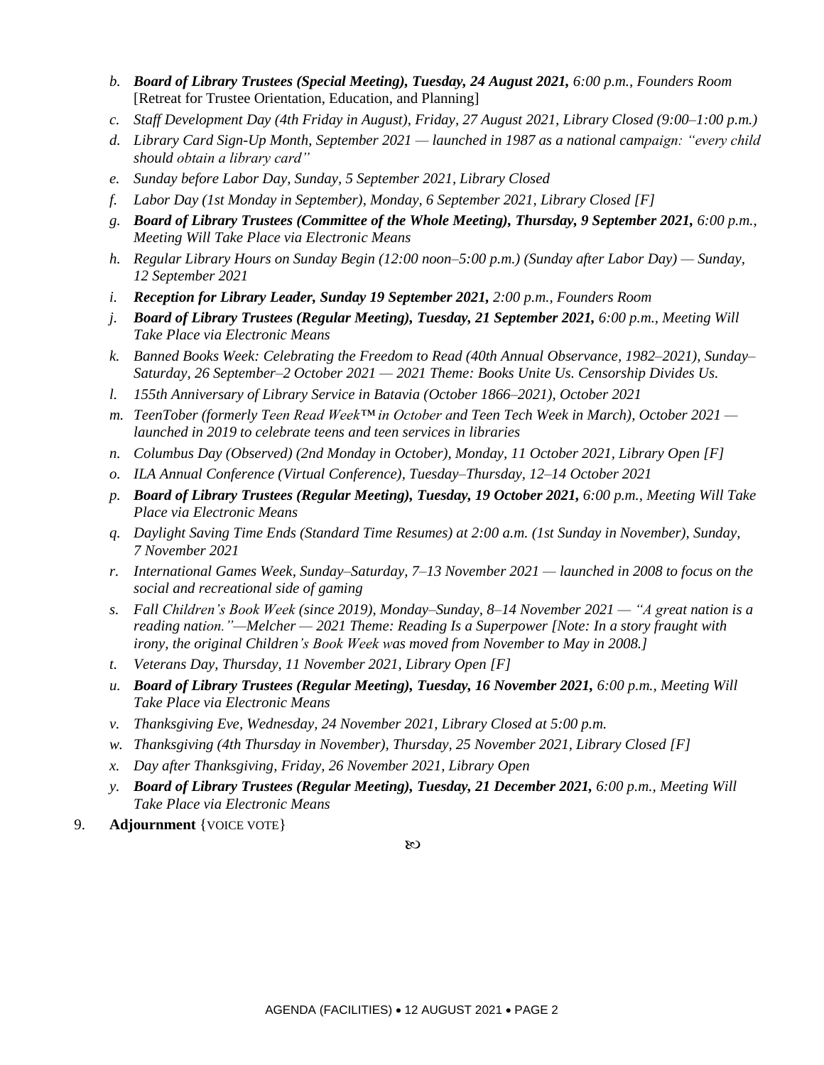b. ***Board of Library Trustees (Special Meeting), Tuesday, 24 August 2021,*** *6:00 p.m., Founders Room* [Retreat for Trustee Orientation, Education, and Planning]

c. *Staff Development Day (4th Friday in August), Friday, 27 August 2021, Library Closed (9:00–1:00 p.m.)*

d. *Library Card Sign-Up Month, September 2021 — launched in 1987 as a national campaign: "every child should obtain a library card"*

e. *Sunday before Labor Day, Sunday, 5 September 2021, Library Closed*

f. *Labor Day (1st Monday in September), Monday, 6 September 2021, Library Closed [F]*

g. ***Board of Library Trustees (Committee of the Whole Meeting), Thursday, 9 September 2021,*** *6:00 p.m., Meeting Will Take Place via Electronic Means*

h. *Regular Library Hours on Sunday Begin (12:00 noon–5:00 p.m.) (Sunday after Labor Day) — Sunday, 12 September 2021*

i. ***Reception for Library Leader, Sunday 19 September 2021,*** *2:00 p.m., Founders Room*

j. ***Board of Library Trustees (Regular Meeting), Tuesday, 21 September 2021,*** *6:00 p.m., Meeting Will Take Place via Electronic Means*

k. *Banned Books Week: Celebrating the Freedom to Read (40th Annual Observance, 1982–2021), Sunday–Saturday, 26 September–2 October 2021 — 2021 Theme: Books Unite Us. Censorship Divides Us.*

l. *155th Anniversary of Library Service in Batavia (October 1866–2021), October 2021*

m. *TeenTober (formerly Teen Read Week™ in October and Teen Tech Week in March), October 2021 — launched in 2019 to celebrate teens and teen services in libraries*

n. *Columbus Day (Observed) (2nd Monday in October), Monday, 11 October 2021, Library Open [F]*

o. *ILA Annual Conference (Virtual Conference), Tuesday–Thursday, 12–14 October 2021*

p. ***Board of Library Trustees (Regular Meeting), Tuesday, 19 October 2021,*** *6:00 p.m., Meeting Will Take Place via Electronic Means*

q. *Daylight Saving Time Ends (Standard Time Resumes) at 2:00 a.m. (1st Sunday in November), Sunday, 7 November 2021*

r. *International Games Week, Sunday–Saturday, 7–13 November 2021 — launched in 2008 to focus on the social and recreational side of gaming*

s. *Fall Children's Book Week (since 2019), Monday–Sunday, 8–14 November 2021 — "A great nation is a reading nation."—Melcher — 2021 Theme: Reading Is a Superpower [Note: In a story fraught with irony, the original Children's Book Week was moved from November to May in 2008.]*

t. *Veterans Day, Thursday, 11 November 2021, Library Open [F]*

u. ***Board of Library Trustees (Regular Meeting), Tuesday, 16 November 2021,*** *6:00 p.m., Meeting Will Take Place via Electronic Means*

v. *Thanksgiving Eve, Wednesday, 24 November 2021, Library Closed at 5:00 p.m.*

w. *Thanksgiving (4th Thursday in November), Thursday, 25 November 2021, Library Closed [F]*

x. *Day after Thanksgiving, Friday, 26 November 2021, Library Open*

y. ***Board of Library Trustees (Regular Meeting), Tuesday, 21 December 2021,*** *6:00 p.m., Meeting Will Take Place via Electronic Means*

9. **Adjournment** {VOICE VOTE}

℘